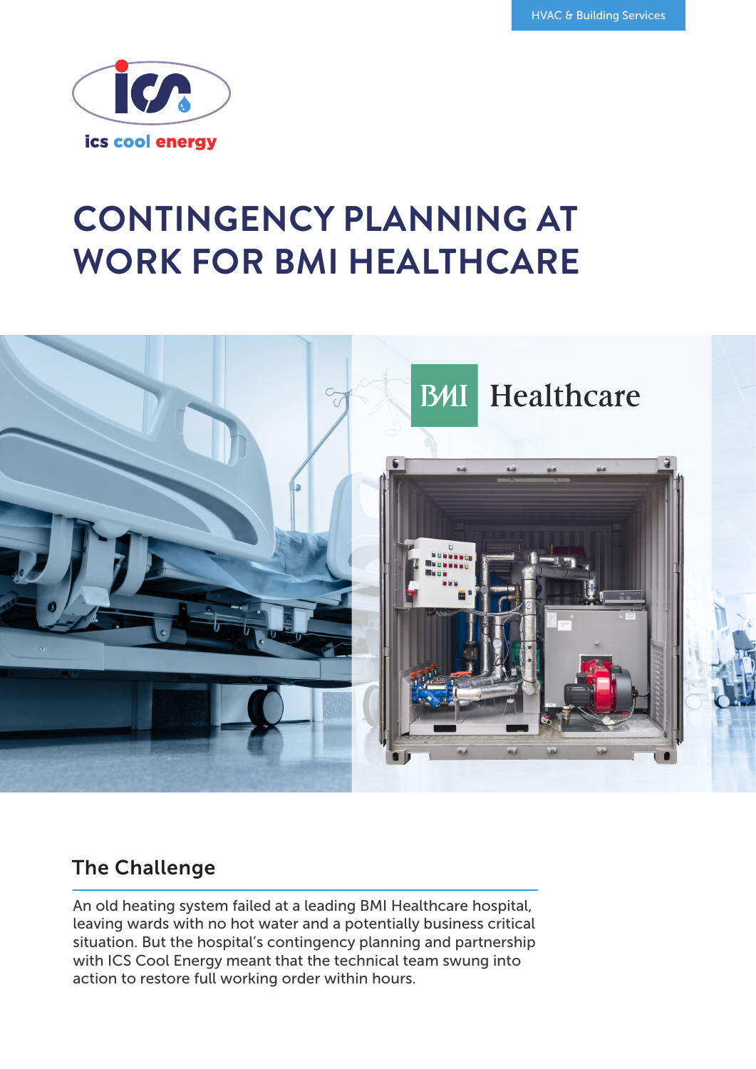HVAC & Building Services

ics cool energy

# CONTINGENCY PLANNING AT WORK FOR BMI HEALTHCARE

BMI Healthcare

## The Challenge

An old heating system failed at a leading BMI Healthcare hospital, leaving wards with no hot water and a potentially business critical situation. But the hospital's contingency planning and partnership with ICS Cool Energy meant that the technical team swung into action to restore full working order within hours.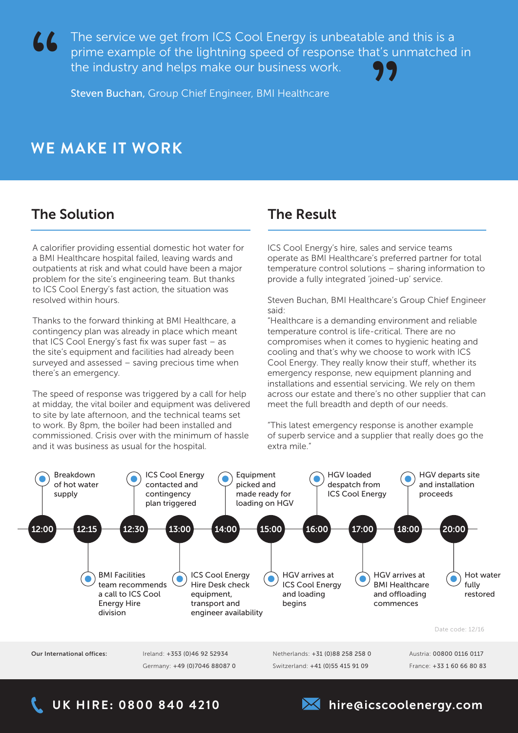> "The service we get from ICS Cool Energy is unbeatable and this is a prime example of the lightning speed of response that's unmatched in the industry and helps make our business work."
>
> **Steven Buchan,** Group Chief Engineer, BMI Healthcare

## WE MAKE IT WORK

## The Solution

A calorifier providing essential domestic hot water for a BMI Healthcare hospital failed, leaving wards and outpatients at risk and what could have been a major problem for the site's engineering team. But thanks to ICS Cool Energy's fast action, the situation was resolved within hours.

Thanks to the forward thinking at BMI Healthcare, a contingency plan was already in place which meant that ICS Cool Energy's fast fix was super fast – as the site's equipment and facilities had already been surveyed and assessed – saving precious time when there's an emergency.

The speed of response was triggered by a call for help at midday, the vital boiler and equipment was delivered to site by late afternoon, and the technical teams set to work. By 8pm, the boiler had been installed and commissioned. Crisis over with the minimum of hassle and it was business as usual for the hospital.

## The Result

ICS Cool Energy's hire, sales and service teams operate as BMI Healthcare's preferred partner for total temperature control solutions – sharing information to provide a fully integrated 'joined-up' service.

Steven Buchan, BMI Healthcare's Group Chief Engineer said:
"Healthcare is a demanding environment and reliable temperature control is life-critical. There are no compromises when it comes to hygienic heating and cooling and that's why we choose to work with ICS Cool Energy. They really know their stuff, whether its emergency response, new equipment planning and installations and essential servicing. We rely on them across our estate and there's no other supplier that can meet the full breadth and depth of our needs.

"This latest emergency response is another example of superb service and a supplier that really does go the extra mile."

12:00 Breakdown of hot water supply

12:15 BMI Facilities team recommends a call to ICS Cool Energy Hire division

12:30 ICS Cool Energy contacted and contingency plan triggered

13:00 ICS Cool Energy Hire Desk check equipment, transport and engineer availability

14:00 Equipment picked and made ready for loading on HGV

15:00 HGV arrives at ICS Cool Energy and loading begins

16:00 HGV loaded despatch from ICS Cool Energy

17:00 HGV arrives at BMI Healthcare and offloading commences

18:00 HGV departs site and installation proceeds

20:00 Hot water fully restored

Date code: 12/16

**Our International offices:**

Ireland: +353 (0)46 92 52934
Germany: +49 (0)7046 88087 0
Netherlands: +31 (0)88 258 258 0
Switzerland: +41 (0)55 415 91 09
Austria: 00800 0116 0117
France: +33 1 60 66 80 83

**UK HIRE: 0800 840 4210**

**hire@icscoolenergy.com**